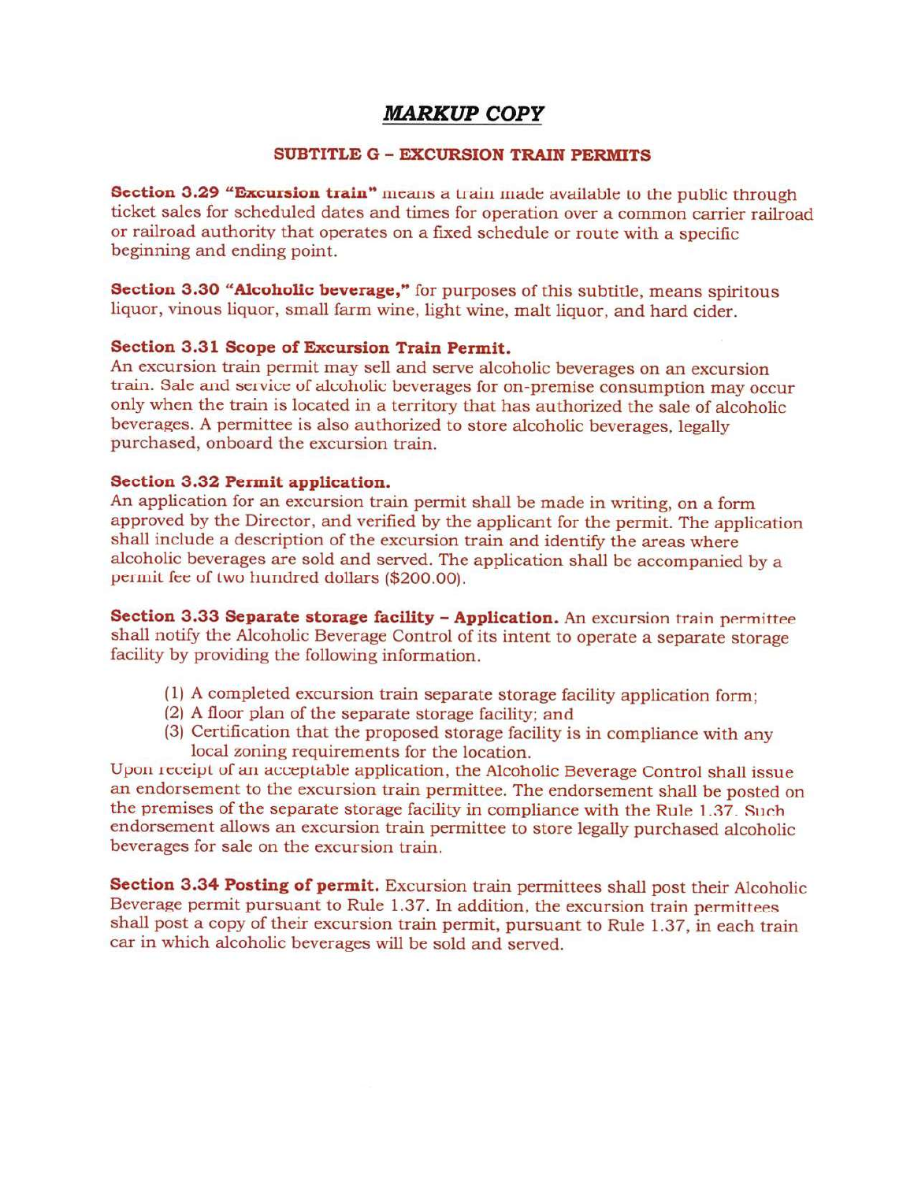# *MARKUP COPY*

## SUBTITLE G – EXCURSION TRAIN PERMITS

**Section 3.29 "Excursion train"** means a train made available to the public through ticket sales for scheduled dates and times for operation over a common carrier railroad or railroad authority that operates on a fixed schedule or route with a specific beginning and ending point.

**Section 3.30 "Alcoholic beverage,"** for purposes of this subtitle, means spiritous liquor, vinous liquor, small farm wine, light wine, malt liquor, and hard cider.

**Section 3.31 Scope of Excursion Train Permit.**
An excursion train permit may sell and serve alcoholic beverages on an excursion train. Sale and service of alcoholic beverages for on-premise consumption may occur only when the train is located in a territory that has authorized the sale of alcoholic beverages. A permittee is also authorized to store alcoholic beverages, legally purchased, onboard the excursion train.

**Section 3.32 Permit application.**
An application for an excursion train permit shall be made in writing, on a form approved by the Director, and verified by the applicant for the permit. The application shall include a description of the excursion train and identify the areas where alcoholic beverages are sold and served. The application shall be accompanied by a permit fee of two hundred dollars ($200.00).

**Section 3.33 Separate storage facility – Application.** An excursion train permittee shall notify the Alcoholic Beverage Control of its intent to operate a separate storage facility by providing the following information.

(1) A completed excursion train separate storage facility application form;
(2) A floor plan of the separate storage facility; and
(3) Certification that the proposed storage facility is in compliance with any local zoning requirements for the location.

Upon receipt of an acceptable application, the Alcoholic Beverage Control shall issue an endorsement to the excursion train permittee. The endorsement shall be posted on the premises of the separate storage facility in compliance with the Rule 1.37. Such endorsement allows an excursion train permittee to store legally purchased alcoholic beverages for sale on the excursion train.

**Section 3.34 Posting of permit.** Excursion train permittees shall post their Alcoholic Beverage permit pursuant to Rule 1.37. In addition, the excursion train permittees shall post a copy of their excursion train permit, pursuant to Rule 1.37, in each train car in which alcoholic beverages will be sold and served.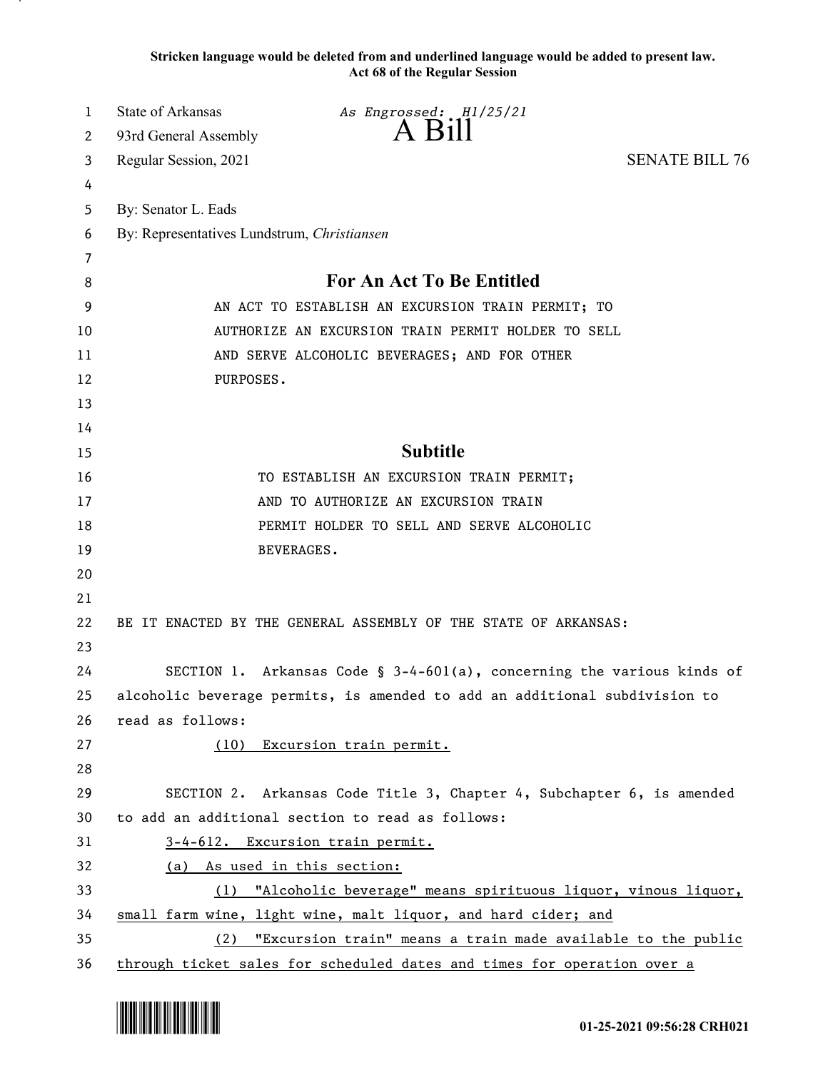Stricken language would be deleted from and underlined language would be added to present law.
Act 68 of the Regular Session

State of Arkansas
93rd General Assembly
Regular Session, 2021

*As Engrossed: H1/25/21*

# A Bill

SENATE BILL 76

By: Senator L. Eads
By: Representatives Lundstrum, *Christiansen*

## For An Act To Be Entitled

AN ACT TO ESTABLISH AN EXCURSION TRAIN PERMIT; TO AUTHORIZE AN EXCURSION TRAIN PERMIT HOLDER TO SELL AND SERVE ALCOHOLIC BEVERAGES; AND FOR OTHER PURPOSES.

## Subtitle

TO ESTABLISH AN EXCURSION TRAIN PERMIT; AND TO AUTHORIZE AN EXCURSION TRAIN PERMIT HOLDER TO SELL AND SERVE ALCOHOLIC BEVERAGES.

BE IT ENACTED BY THE GENERAL ASSEMBLY OF THE STATE OF ARKANSAS:

SECTION 1. Arkansas Code § 3-4-601(a), concerning the various kinds of alcoholic beverage permits, is amended to add an additional subdivision to read as follows:

<u>(10) Excursion train permit.</u>

SECTION 2. Arkansas Code Title 3, Chapter 4, Subchapter 6, is amended to add an additional section to read as follows:

<u>3-4-612. Excursion train permit.</u>

<u>(a) As used in this section:</u>

<u>(1) "Alcoholic beverage" means spirituous liquor, vinous liquor, small farm wine, light wine, malt liquor, and hard cider; and</u>

<u>(2) "Excursion train" means a train made available to the public through ticket sales for scheduled dates and times for operation over a</u>

01-25-2021 09:56:28 CRH021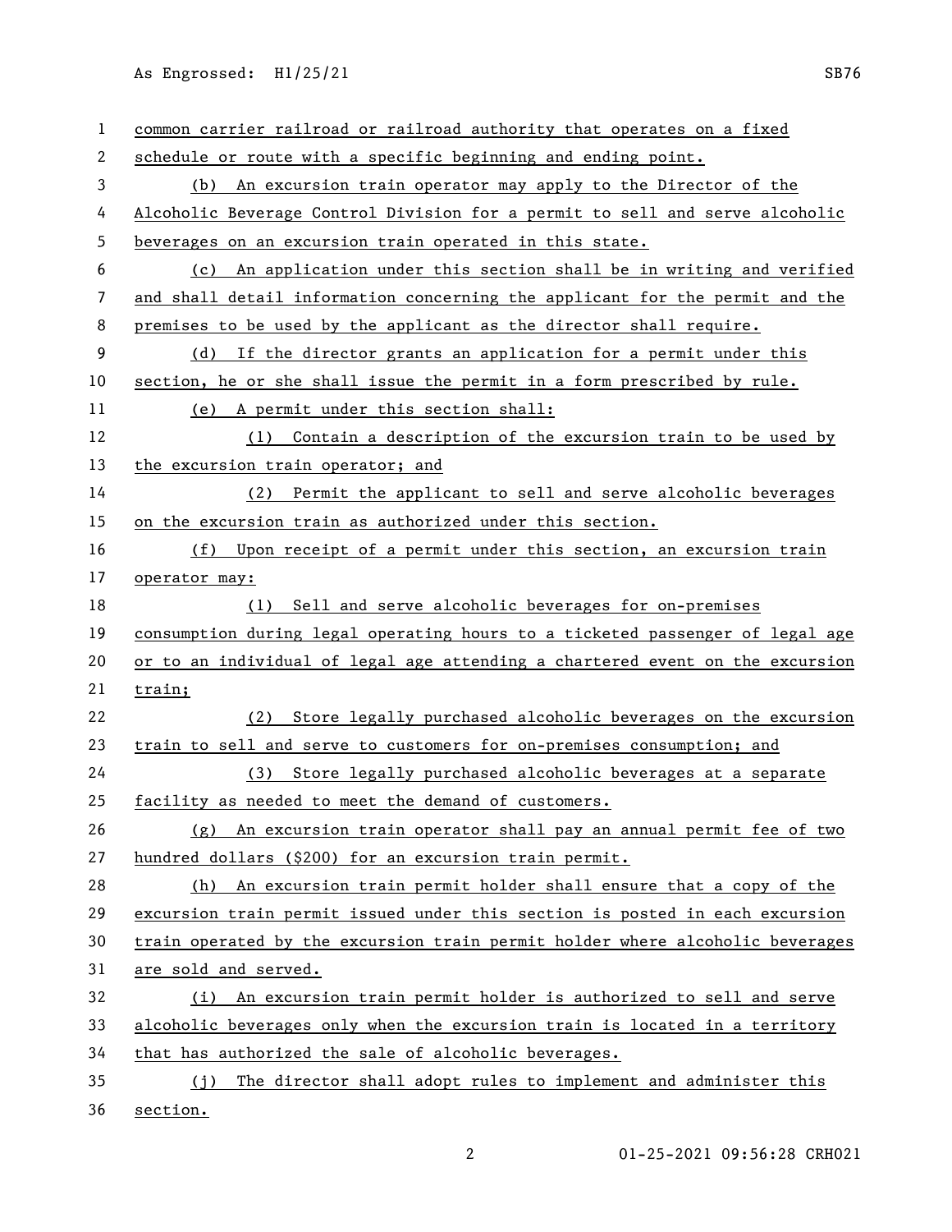common carrier railroad or railroad authority that operates on a fixed schedule or route with a specific beginning and ending point.

(b) An excursion train operator may apply to the Director of the Alcoholic Beverage Control Division for a permit to sell and serve alcoholic beverages on an excursion train operated in this state.

(c) An application under this section shall be in writing and verified and shall detail information concerning the applicant for the permit and the premises to be used by the applicant as the director shall require.

(d) If the director grants an application for a permit under this section, he or she shall issue the permit in a form prescribed by rule.

(e) A permit under this section shall:

(1) Contain a description of the excursion train to be used by the excursion train operator; and

(2) Permit the applicant to sell and serve alcoholic beverages on the excursion train as authorized under this section.

(f) Upon receipt of a permit under this section, an excursion train operator may:

(1) Sell and serve alcoholic beverages for on-premises consumption during legal operating hours to a ticketed passenger of legal age or to an individual of legal age attending a chartered event on the excursion train;

(2) Store legally purchased alcoholic beverages on the excursion train to sell and serve to customers for on-premises consumption; and

(3) Store legally purchased alcoholic beverages at a separate facility as needed to meet the demand of customers.

(g) An excursion train operator shall pay an annual permit fee of two hundred dollars ($200) for an excursion train permit.

(h) An excursion train permit holder shall ensure that a copy of the excursion train permit issued under this section is posted in each excursion train operated by the excursion train permit holder where alcoholic beverages are sold and served.

(i) An excursion train permit holder is authorized to sell and serve alcoholic beverages only when the excursion train is located in a territory that has authorized the sale of alcoholic beverages.

(j) The director shall adopt rules to implement and administer this section.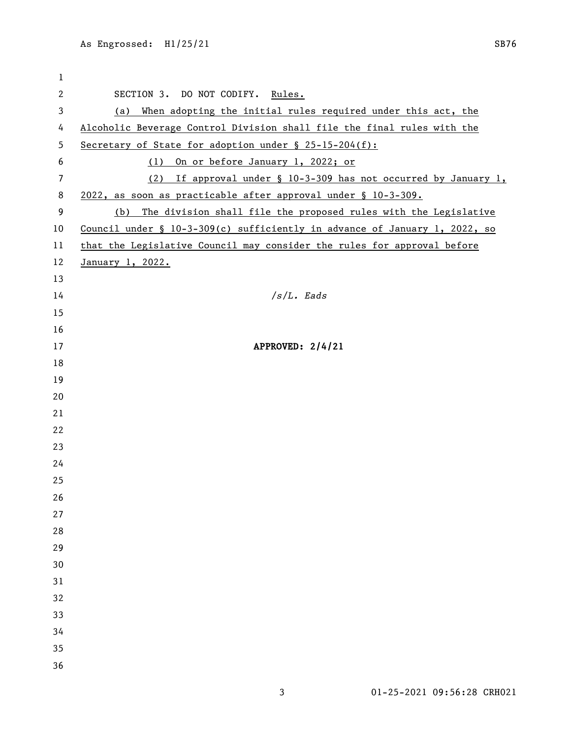SECTION 3. DO NOT CODIFY. Rules.

(a) When adopting the initial rules required under this act, the Alcoholic Beverage Control Division shall file the final rules with the Secretary of State for adoption under § 25-15-204(f):

(1) On or before January 1, 2022; or

(2) If approval under § 10-3-309 has not occurred by January 1, 2022, as soon as practicable after approval under § 10-3-309.

(b) The division shall file the proposed rules with the Legislative Council under § 10-3-309(c) sufficiently in advance of January 1, 2022, so that the Legislative Council may consider the rules for approval before January 1, 2022.

*/s/L. Eads*

**APPROVED: 2/4/21**